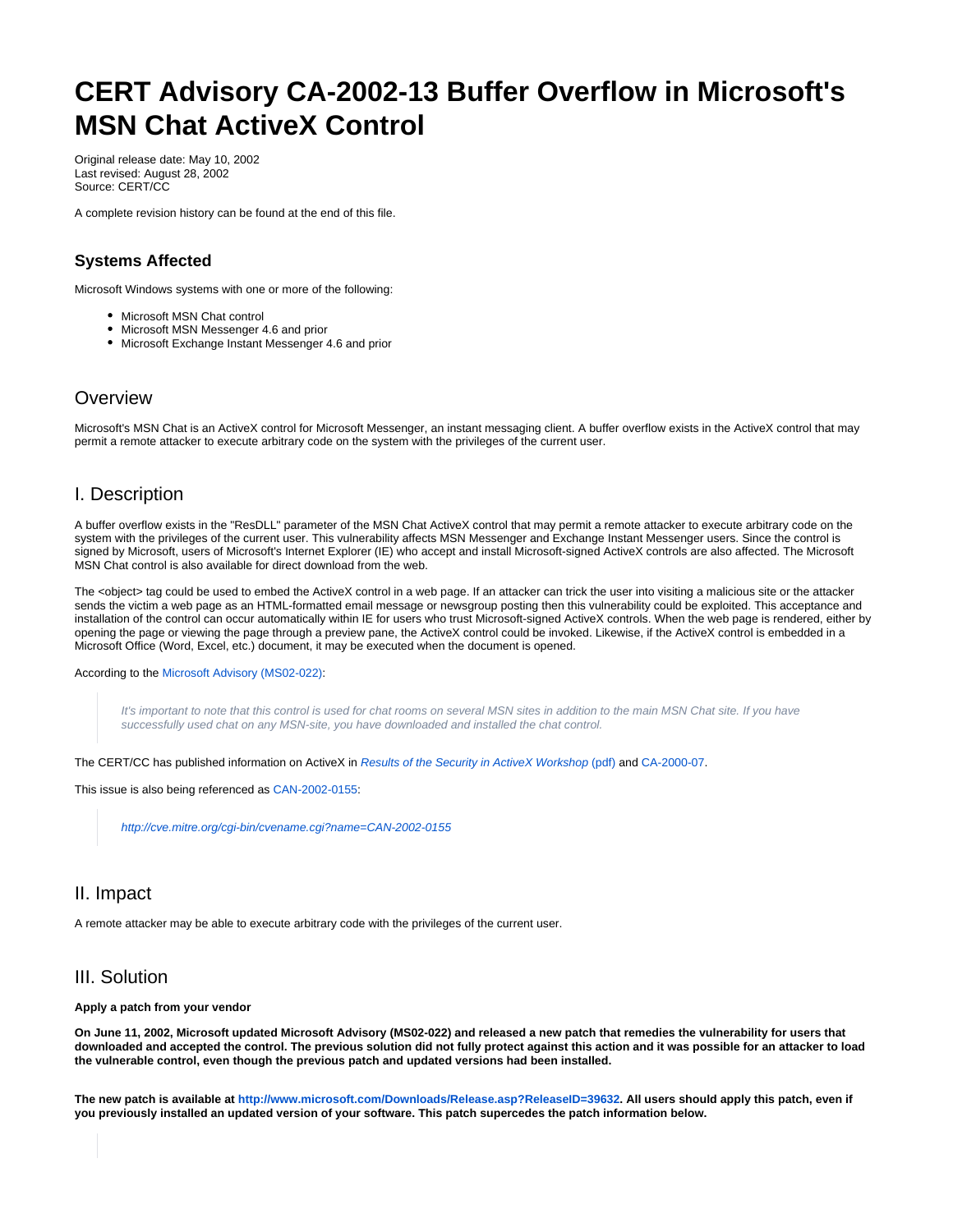# CERT Advisory CA-2002-13 Buffer Overflow in Microsoft's MSN Chat ActiveX Control

Original release date: May 10, 2002
Last revised: August 28, 2002
Source: CERT/CC

A complete revision history can be found at the end of this file.

### Systems Affected

Microsoft Windows systems with one or more of the following:

- Microsoft MSN Chat control
- Microsoft MSN Messenger 4.6 and prior
- Microsoft Exchange Instant Messenger 4.6 and prior

## Overview

Microsoft's MSN Chat is an ActiveX control for Microsoft Messenger, an instant messaging client. A buffer overflow exists in the ActiveX control that may permit a remote attacker to execute arbitrary code on the system with the privileges of the current user.

## I. Description

A buffer overflow exists in the "ResDLL" parameter of the MSN Chat ActiveX control that may permit a remote attacker to execute arbitrary code on the system with the privileges of the current user. This vulnerability affects MSN Messenger and Exchange Instant Messenger users. Since the control is signed by Microsoft, users of Microsoft's Internet Explorer (IE) who accept and install Microsoft-signed ActiveX controls are also affected. The Microsoft MSN Chat control is also available for direct download from the web.

The <object> tag could be used to embed the ActiveX control in a web page. If an attacker can trick the user into visiting a malicious site or the attacker sends the victim a web page as an HTML-formatted email message or newsgroup posting then this vulnerability could be exploited. This acceptance and installation of the control can occur automatically within IE for users who trust Microsoft-signed ActiveX controls. When the web page is rendered, either by opening the page or viewing the page through a preview pane, the ActiveX control could be invoked. Likewise, if the ActiveX control is embedded in a Microsoft Office (Word, Excel, etc.) document, it may be executed when the document is opened.

According to the Microsoft Advisory (MS02-022):

> *It's important to note that this control is used for chat rooms on several MSN sites in addition to the main MSN Chat site. If you have successfully used chat on any MSN-site, you have downloaded and installed the chat control.*

The CERT/CC has published information on ActiveX in *Results of the Security in ActiveX Workshop* (pdf) and CA-2000-07.

This issue is also being referenced as CAN-2002-0155:

> *http://cve.mitre.org/cgi-bin/cvename.cgi?name=CAN-2002-0155*

## II. Impact

A remote attacker may be able to execute arbitrary code with the privileges of the current user.

## III. Solution

**Apply a patch from your vendor**

**On June 11, 2002, Microsoft updated Microsoft Advisory (MS02-022) and released a new patch that remedies the vulnerability for users that downloaded and accepted the control. The previous solution did not fully protect against this action and it was possible for an attacker to load the vulnerable control, even though the previous patch and updated versions had been installed.**

**The new patch is available at http://www.microsoft.com/Downloads/Release.asp?ReleaseID=39632. All users should apply this patch, even if you previously installed an updated version of your software. This patch supercedes the patch information below.**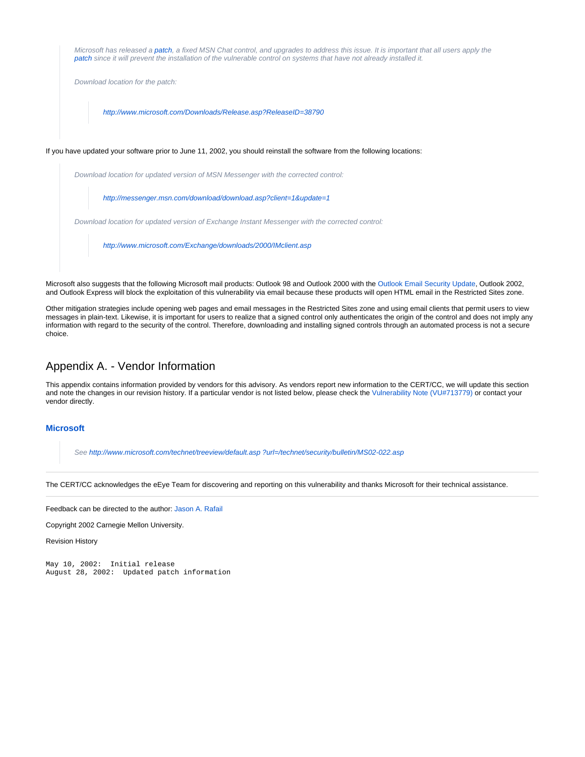> *Microsoft has released a patch, a fixed MSN Chat control, and upgrades to address this issue. It is important that all users apply the patch since it will prevent the installation of the vulnerable control on systems that have not already installed it.*
>
> *Download location for the patch:*
>
> > *http://www.microsoft.com/Downloads/Release.asp?ReleaseID=38790*

If you have updated your software prior to June 11, 2002, you should reinstall the software from the following locations:

> *Download location for updated version of MSN Messenger with the corrected control:*
>
> > *http://messenger.msn.com/download/download.asp?client=1&update=1*
>
> *Download location for updated version of Exchange Instant Messenger with the corrected control:*
>
> > *http://www.microsoft.com/Exchange/downloads/2000/IMclient.asp*

Microsoft also suggests that the following Microsoft mail products: Outlook 98 and Outlook 2000 with the Outlook Email Security Update, Outlook 2002, and Outlook Express will block the exploitation of this vulnerability via email because these products will open HTML email in the Restricted Sites zone.

Other mitigation strategies include opening web pages and email messages in the Restricted Sites zone and using email clients that permit users to view messages in plain-text. Likewise, it is important for users to realize that a signed control only authenticates the origin of the control and does not imply any information with regard to the security of the control. Therefore, downloading and installing signed controls through an automated process is not a secure choice.

## Appendix A. - Vendor Information

This appendix contains information provided by vendors for this advisory. As vendors report new information to the CERT/CC, we will update this section and note the changes in our revision history. If a particular vendor is not listed below, please check the Vulnerability Note (VU#713779) or contact your vendor directly.

### Microsoft

> *See http://www.microsoft.com/technet/treeview/default.asp ?url=/technet/security/bulletin/MS02-022.asp*

---

The CERT/CC acknowledges the eEye Team for discovering and reporting on this vulnerability and thanks Microsoft for their technical assistance.

---

Feedback can be directed to the author: Jason A. Rafail

Copyright 2002 Carnegie Mellon University.

Revision History

```
May 10, 2002:  Initial release
August 28, 2002:  Updated patch information
```